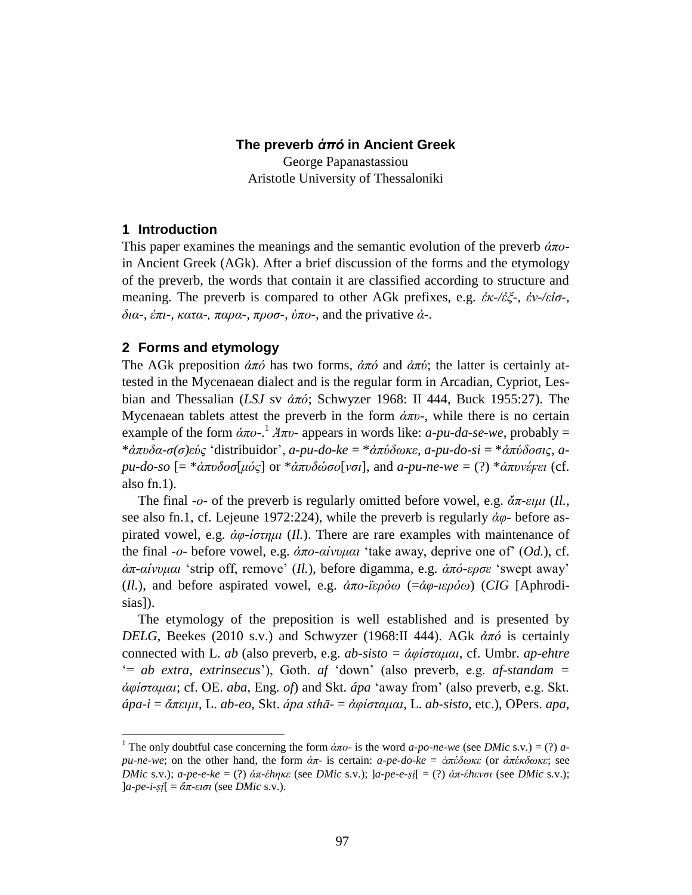# The preverb *ἀπό* in Ancient Greek

George Papanastassiou
Aristotle University of Thessaloniki

## 1 Introduction

This paper examines the meanings and the semantic evolution of the preverb *ἀπο-* in Ancient Greek (AGk). After a brief discussion of the forms and the etymology of the preverb, the words that contain it are classified according to structure and meaning. The preverb is compared to other AGk prefixes, e.g. *ἐκ-/ἐξ-*, *ἐν-/εἰσ-*, *δια-*, *ἐπι-*, *κατα-*, *παρα-*, *προσ-*, *ὑπο-*, and the privative *ἀ-*.

## 2 Forms and etymology

The AGk preposition *ἀπό* has two forms, *ἀπό* and *ἀπύ*; the latter is certainly attested in the Mycenaean dialect and is the regular form in Arcadian, Cypriot, Lesbian and Thessalian (*LSJ* sv *ἀπό*; Schwyzer 1968: II 444, Buck 1955:27). The Mycenaean tablets attest the preverb in the form *ἀπυ-*, while there is no certain example of the form *ἀπο-*.[1] *Ἀπυ-* appears in words like: *a-pu-da-se-we*, probably = *\*ἀπυδα-σ(σ)εύς* 'distribuidor', *a-pu-do-ke* = *\*ἀπύδωκε*, *a-pu-do-si* = *\*ἀπύδοσις*, *a-pu-do-so* [= *\*ἀπυδοσ*[*μός*] or *\*ἀπυδώσο*[*νσι*], and *a-pu-ne-we* = (?) *\*ἀπυνέϝει* (cf. also fn.1).

The final *-ο-* of the preverb is regularly omitted before vowel, e.g. *ἄπ-ειμι* (*Il.*, see also fn.1, cf. Lejeune 1972:224), while the preverb is regularly *ἀφ-* before aspirated vowel, e.g. *ἀφ-ίστημι* (*Il.*). There are rare examples with maintenance of the final *-ο-* before vowel, e.g. *ἀπο-αίνυμαι* 'take away, deprive one of' (*Od.*), cf. *ἀπ-αίνυμαι* 'strip off, remove' (*Il.*), before digamma, e.g. *ἀπό-ερσε* 'swept away' (*Il.*), and before aspirated vowel, e.g. *ἀπο-ϊερόω* (=*ἀφ-ιερόω*) (*CIG* [Aphrodisias]).

The etymology of the preposition is well established and is presented by *DELG*, Beekes (2010 s.v.) and Schwyzer (1968:II 444). AGk *ἀπό* is certainly connected with L. *ab* (also preverb, e.g. *ab-sisto* = *ἀφίσταμαι*, cf. Umbr. *ap-ehtre* '= *ab extra*, *extrinsecus*'), Goth. *af* 'down' (also preverb, e.g. *af-standam* = *ἀφίσταμαι*; cf. OE. *aba*, Eng. *of*) and Skt. *ápa* 'away from' (also preverb, e.g. Skt. *ápa-i* = *ἄπειμι*, L. *ab-eo*, Skt. *ápa sthā-* = *ἀφίσταμαι*, L. *ab-sisto*, etc.), OPers. *apa*,

---

[1] The only doubtful case concerning the form *ἀπο-* is the word *a-po-ne-we* (see *DMic* s.v.) = (?) *a-pu-ne-we*; on the other hand, the form *ἀπ-* is certain: *a-pe-do-ke* = *ἀπέδωκε* (or *ἀπέκδωκε*; see *DMic* s.v.); *a-pe-e-ke* = (?) *ἀπ-έhηκε* (see *DMic* s.v.); ]*a-pe-e-ṣị*[ = (?) *ἀπ-έhενσι* (see *DMic* s.v.); ]*a-pe-i-ṣị*[ = *ἄπ-εισι* (see *DMic* s.v.).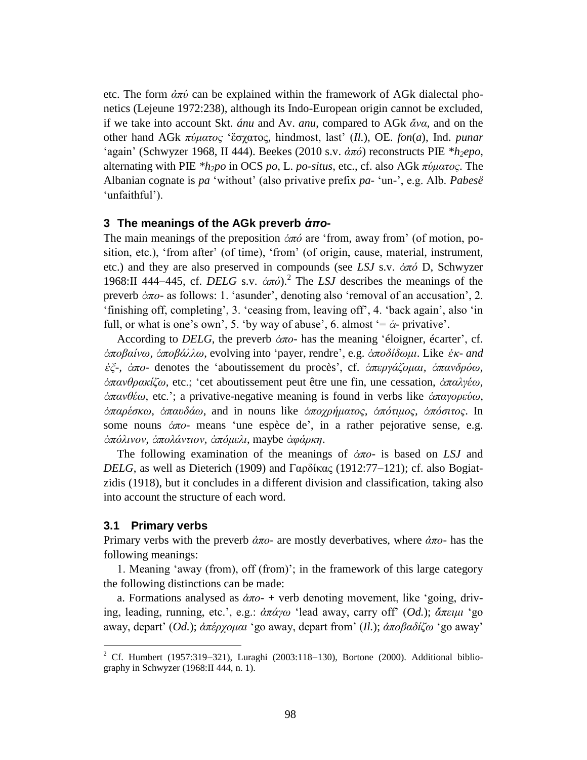etc. The form *ἀπύ* can be explained within the framework of AGk dialectal phonetics (Lejeune 1972:238), although its Indo-European origin cannot be excluded, if we take into account Skt. *ánu* and Av. *anu*, compared to AGk *ἄνα*, and on the other hand AGk *πύματος* 'ἔσχατος, hindmost, last' (*Il.*), OE. *fon*(*a*), Ind. *punar* 'again' (Schwyzer 1968, II 444). Beekes (2010 s.v. *ἀπό*) reconstructs PIE *$*h_2epo$*, alternating with PIE *$*h_2po$* in OCS *po*, L. *po-situs*, etc., cf. also AGk *πύματος*. The Albanian cognate is *pa* 'without' (also privative prefix *pa-* 'un-', e.g. Alb. *Pabesë* 'unfaithful').

### 3 The meanings of the AGk preverb *ἀπο-*

The main meanings of the preposition *ἀπό* are 'from, away from' (of motion, position, etc.), 'from after' (of time), 'from' (of origin, cause, material, instrument, etc.) and they are also preserved in compounds (see *LSJ* s.v. *ἀπό* D, Schwyzer 1968:II 444–445, cf. *DELG* s.v. *ἀπό*).[2] The *LSJ* describes the meanings of the preverb *ἀπο-* as follows: 1. 'asunder', denoting also 'removal of an accusation', 2. 'finishing off, completing', 3. 'ceasing from, leaving off', 4. 'back again', also 'in full, or what is one's own', 5. 'by way of abuse', 6. almost '= *ἀ-* privative'.

According to *DELG*, the preverb *ἀπο-* has the meaning 'éloigner, écarter', cf. *ἀποβαίνω*, *ἀποβάλλω*, evolving into 'payer, rendre', e.g. *ἀποδίδωμι*. Like *ἐκ- and ἐξ-*, *ἀπο-* denotes the 'aboutissement du procès', cf. *ἀπεργάζομαι*, *ἀπανδρόω*, *ἀπανθρακίζω*, etc.; 'cet aboutissement peut être une fin, une cessation, *ἀπαλγέω*, *ἀπανθέω*, etc.'; a privative-negative meaning is found in verbs like *ἀπαγορεύω*, *ἀπαρέσκω*, *ἀπαυδάω*, and in nouns like *ἀποχρήματος*, *ἀπότιμος*, *ἀπόσιτος*. In some nouns *ἀπο-* means 'une espèce de', in a rather pejorative sense, e.g. *ἀπόλινον*, *ἀπολάντιον*, *ἀπόμελι*, maybe *ἀφάρκη*.

The following examination of the meanings of *ἀπο-* is based on *LSJ* and *DELG*, as well as Dieterich (1909) and Γαρδίκας (1912:77–121); cf. also Bogiatzidis (1918), but it concludes in a different division and classification, taking also into account the structure of each word.

#### 3.1 Primary verbs

Primary verbs with the preverb *ἀπο-* are mostly deverbatives, where *ἀπο-* has the following meanings:

1. Meaning 'away (from), off (from)'; in the framework of this large category the following distinctions can be made:

a. Formations analysed as *ἀπο-* + verb denoting movement, like 'going, driving, leading, running, etc.', e.g.: *ἀπάγω* 'lead away, carry off' (*Od.*); *ἄπειμι* 'go away, depart' (*Od.*); *ἀπέρχομαι* 'go away, depart from' (*Il.*); *ἀποβαδίζω* 'go away'

[2] Cf. Humbert (1957:319–321), Luraghi (2003:118–130), Bortone (2000). Additional bibliography in Schwyzer (1968:II 444, n. 1).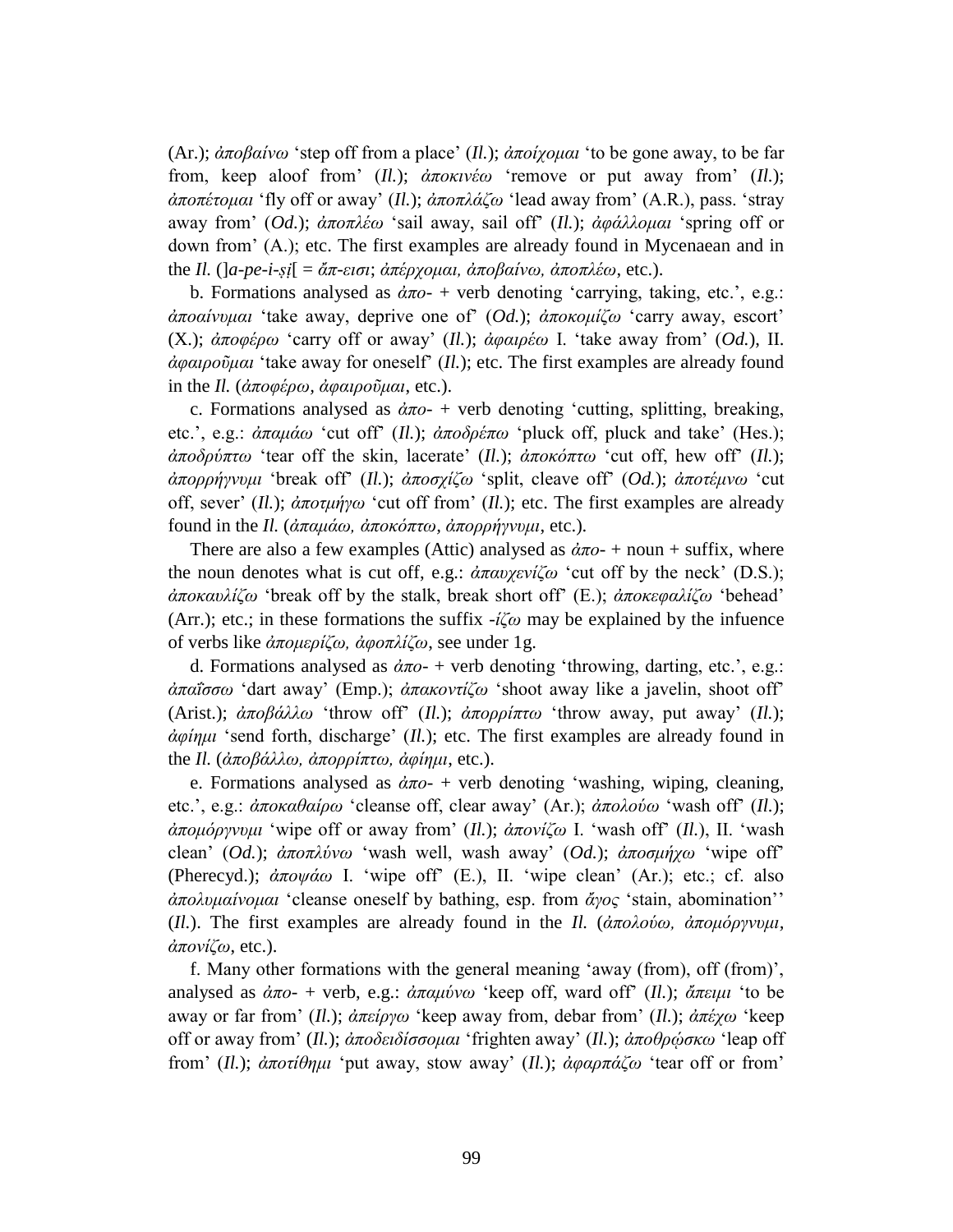(Ar.); *ἀποβαίνω* ‘step off from a place’ (*Il.*); *ἀποίχομαι* ‘to be gone away, to be far from, keep aloof from’ (*Il.*); *ἀποκινέω* ‘remove or put away from’ (*Il.*); *ἀποπέτομαι* ‘fly off or away’ (*Il.*); *ἀποπλάζω* ‘lead away from’ (A.R.), pass. ‘stray away from’ (*Od.*); *ἀποπλέω* ‘sail away, sail off’ (*Il.*); *ἀφάλλομαι* ‘spring off or down from’ (A.); etc. The first examples are already found in Mycenaean and in the *Il.* (]*a-pe-i-ṣị*[ = *ἄπ-εισι*; *ἀπέρχομαι, ἀποβαίνω, ἀποπλέω*, etc.).

b. Formations analysed as *ἀπο-* + verb denoting ‘carrying, taking, etc.’, e.g.: *ἀποαίνυμαι* ‘take away, deprive one of’ (*Od.*); *ἀποκομίζω* ‘carry away, escort’ (X.); *ἀποφέρω* ‘carry off or away’ (*Il.*); *ἀφαιρέω* I. ‘take away from’ (*Od.*), II. *ἀφαιροῦμαι* ‘take away for oneself’ (*Il.*); etc. The first examples are already found in the *Il.* (*ἀποφέρω*, *ἀφαιροῦμαι*, etc.).

c. Formations analysed as *ἀπο-* + verb denoting ‘cutting, splitting, breaking, etc.’, e.g.: *ἀπαμάω* ‘cut off’ (*Il.*); *ἀποδρέπω* ‘pluck off, pluck and take’ (Hes.); *ἀποδρύπτω* ‘tear off the skin, lacerate’ (*Il.*); *ἀποκόπτω* ‘cut off, hew off’ (*Il.*); *ἀπορρήγνυμι* ‘break off’ (*Il.*); *ἀποσχίζω* ‘split, cleave off’ (*Od.*); *ἀποτέμνω* ‘cut off, sever’ (*Il.*); *ἀποτμήγω* ‘cut off from’ (*Il.*); etc. The first examples are already found in the *Il.* (*ἀπαμάω, ἀποκόπτω, ἀπορρήγνυμι*, etc.).

There are also a few examples (Attic) analysed as *ἀπο-* + noun + suffix, where the noun denotes what is cut off, e.g.: *ἀπαυχενίζω* ‘cut off by the neck’ (D.S.); *ἀποκαυλίζω* ‘break off by the stalk, break short off’ (E.); *ἀποκεφαλίζω* ‘behead’ (Arr.); etc.; in these formations the suffix -*ίζω* may be explained by the infuence of verbs like *ἀπομερίζω, ἀφοπλίζω*, see under 1g.

d. Formations analysed as *ἀπο-* + verb denoting ‘throwing, darting, etc.’, e.g.: *ἀπαΐσσω* ‘dart away’ (Emp.); *ἀπακοντίζω* ‘shoot away like a javelin, shoot off’ (Arist.); *ἀποβάλλω* ‘throw off’ (*Il.*); *ἀπορρίπτω* ‘throw away, put away’ (*Il.*); *ἀφίημι* ‘send forth, discharge’ (*Il.*); etc. The first examples are already found in the *Il.* (*ἀποβάλλω, ἀπορρίπτω, ἀφίημι*, etc.).

e. Formations analysed as *ἀπο-* + verb denoting ‘washing, wiping, cleaning, etc.’, e.g.: *ἀποκαθαίρω* ‘cleanse off, clear away’ (Ar.); *ἀπολούω* ‘wash off’ (*Il.*); *ἀπομόργνυμι* ‘wipe off or away from’ (*Il.*); *ἀπονίζω* I. ‘wash off’ (*Il.*), II. ‘wash clean’ (*Od.*); *ἀποπλύνω* ‘wash well, wash away’ (*Od.*); *ἀποσμήχω* ‘wipe off’ (Pherecyd.); *ἀποψάω* I. ‘wipe off’ (E.), II. ‘wipe clean’ (Ar.); etc.; cf. also *ἀπολυμαίνομαι* ‘cleanse oneself by bathing, esp. from *ἄγος* ‘stain, abomination’’ (*Il.*). The first examples are already found in the *Il.* (*ἀπολούω, ἀπομόργνυμι, ἀπονίζω*, etc.).

f. Many other formations with the general meaning ‘away (from), off (from)’, analysed as *ἀπο-* + verb, e.g.: *ἀπαμύνω* ‘keep off, ward off’ (*Il.*); *ἄπειμι* ‘to be away or far from’ (*Il.*); *ἀπείργω* ‘keep away from, debar from’ (*Il.*); *ἀπέχω* ‘keep off or away from’ (*Il.*); *ἀποδειδίσσομαι* ‘frighten away’ (*Il.*); *ἀποθρῴσκω* ‘leap off from’ (*Il.*); *ἀποτίθημι* ‘put away, stow away’ (*Il.*); *ἀφαρπάζω* ‘tear off or from’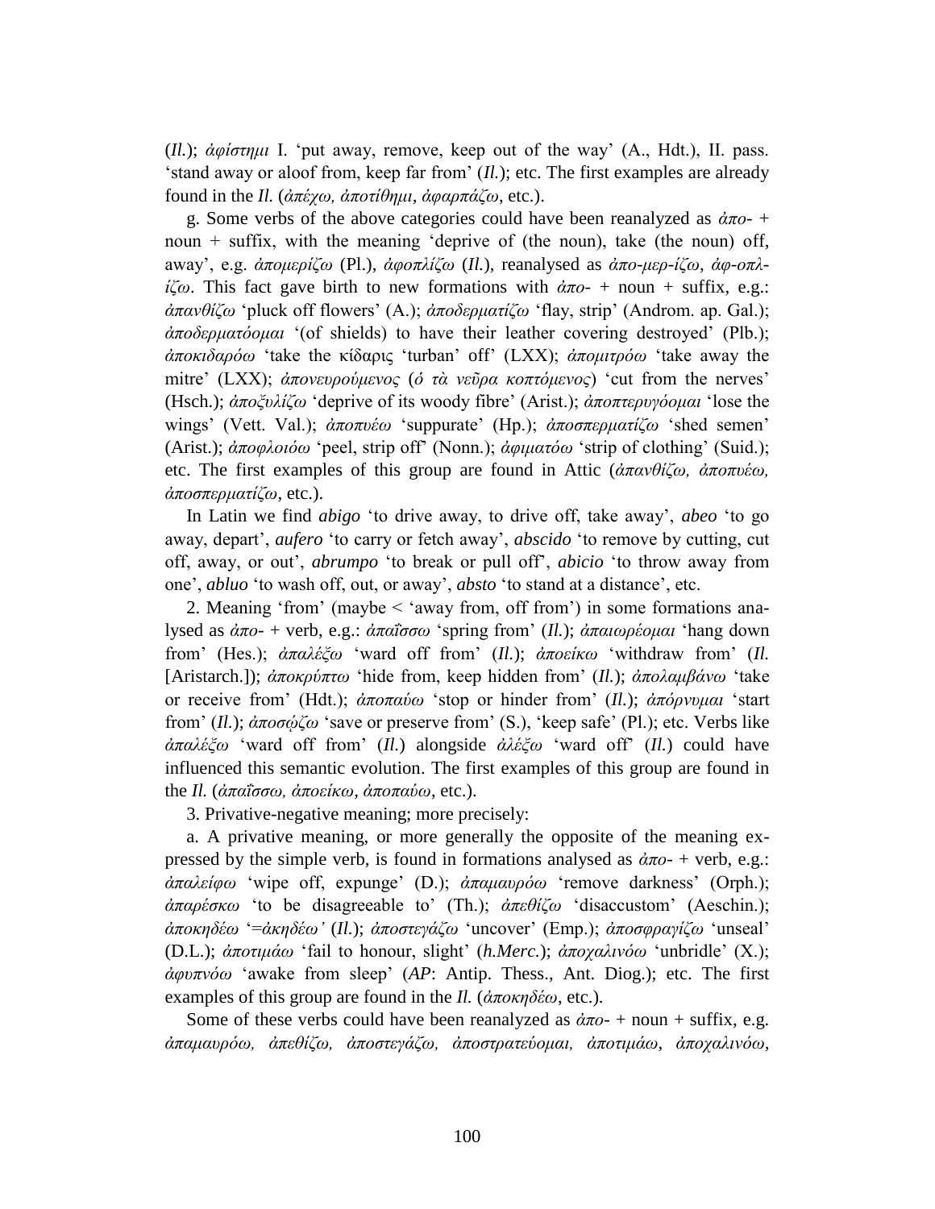(*Il.*); *ἀφίστημι* I. 'put away, remove, keep out of the way' (A., Hdt.), II. pass. 'stand away or aloof from, keep far from' (*Il.*); etc. The first examples are already found in the *Il.* (*ἀπέχω, ἀποτίθημι, ἀφαρπάζω*, etc.).

g. Some verbs of the above categories could have been reanalyzed as *ἀπο-* + noun + suffix, with the meaning 'deprive of (the noun), take (the noun) off, away', e.g. *ἀπομερίζω* (Pl.), *ἀφοπλίζω* (*Il.*), reanalysed as *ἀπο-μερ-ίζω*, *ἀφ-οπλ-ίζω*. This fact gave birth to new formations with *ἀπο-* + noun + suffix, e.g.: *ἀπανθίζω* 'pluck off flowers' (A.); *ἀποδερματίζω* 'flay, strip' (Androm. ap. Gal.); *ἀποδερματόομαι* '(of shields) to have their leather covering destroyed' (Plb.); *ἀποκιδαρόω* 'take the κίδαρις 'turban' off' (LXX); *ἀπομιτρόω* 'take away the mitre' (LXX); *ἀπονευρούμενος* (*ὁ τὰ νεῦρα κοπτόμενος*) 'cut from the nerves' (Hsch.); *ἀποξυλίζω* 'deprive of its woody fibre' (Arist.); *ἀποπτερυγόομαι* 'lose the wings' (Vett. Val.); *ἀποπυέω* 'suppurate' (Hp.); *ἀποσπερματίζω* 'shed semen' (Arist.); *ἀποφλοιόω* 'peel, strip off' (Nonn.); *ἀφιματόω* 'strip of clothing' (Suid.); etc. The first examples of this group are found in Attic (*ἀπανθίζω, ἀποπυέω, ἀποσπερματίζω*, etc.).

In Latin we find *abigo* 'to drive away, to drive off, take away', *abeo* 'to go away, depart', *aufero* 'to carry or fetch away', *abscido* 'to remove by cutting, cut off, away, or out', *abrumpo* 'to break or pull off', *abicio* 'to throw away from one', *abluo* 'to wash off, out, or away', *absto* 'to stand at a distance', etc.

2. Meaning 'from' (maybe < 'away from, off from') in some formations analysed as *ἀπο-* + verb, e.g.: *ἀπαΐσσω* 'spring from' (*Il.*); *ἀπαιωρέομαι* 'hang down from' (Hes.); *ἀπαλέξω* 'ward off from' (*Il.*); *ἀποείκω* 'withdraw from' (*Il.* [Aristarch.]); *ἀποκρύπτω* 'hide from, keep hidden from' (*Il.*); *ἀπολαμβάνω* 'take or receive from' (Hdt.); *ἀποπαύω* 'stop or hinder from' (*Il.*); *ἀπόρνυμαι* 'start from' (*Il.*); *ἀποσῴζω* 'save or preserve from' (S.), 'keep safe' (Pl.); etc. Verbs like *ἀπαλέξω* 'ward off from' (*Il.*) alongside *ἀλέξω* 'ward off' (*Il.*) could have influenced this semantic evolution. The first examples of this group are found in the *Il.* (*ἀπαΐσσω, ἀποείκω, ἀποπαύω*, etc.).

3. Privative-negative meaning; more precisely:

a. A privative meaning, or more generally the opposite of the meaning expressed by the simple verb, is found in formations analysed as *ἀπο-* + verb, e.g.: *ἀπαλείφω* 'wipe off, expunge' (D.); *ἀπαμαυρόω* 'remove darkness' (Orph.); *ἀπαρέσκω* 'to be disagreeable to' (Th.); *ἀπεθίζω* 'disaccustom' (Aeschin.); *ἀποκηδέω* '=*ἀκηδέω*' (*Il.*); *ἀποστεγάζω* 'uncover' (Emp.); *ἀποσφραγίζω* 'unseal' (D.L.); *ἀποτιμάω* 'fail to honour, slight' (*h.Merc.*); *ἀποχαλινόω* 'unbridle' (X.); *ἀφυπνόω* 'awake from sleep' (*AP*: Antip. Thess., Ant. Diog.); etc. The first examples of this group are found in the *Il.* (*ἀποκηδέω*, etc.).

Some of these verbs could have been reanalyzed as *ἀπο-* + noun + suffix, e.g. *ἀπαμαυρόω, ἀπεθίζω, ἀποστεγάζω, ἀποστρατεύομαι, ἀποτιμάω, ἀποχαλινόω*,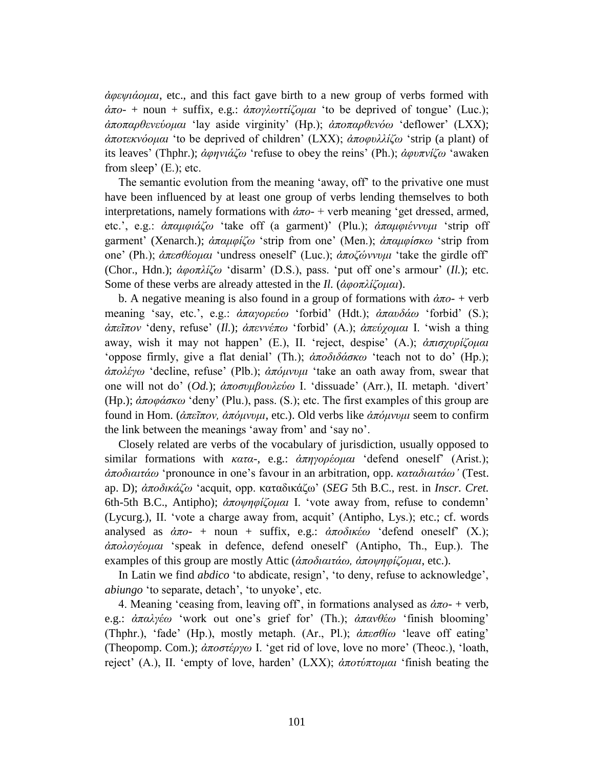*ἀφεψιάομαι*, etc., and this fact gave birth to a new group of verbs formed with *ἀπο-* + noun + suffix, e.g.: *ἀπογλωττίζομαι* 'to be deprived of tongue' (Luc.); *ἀποπαρθενεύομαι* 'lay aside virginity' (Hp.); *ἀποπαρθενόω* 'deflower' (LXX); *ἀποτεκνόομαι* 'to be deprived of children' (LXX); *ἀποφυλλίζω* 'strip (a plant) of its leaves' (Thphr.); *ἀφηνιάζω* 'refuse to obey the reins' (Ph.); *ἀφυπνίζω* 'awaken from sleep' (E.); etc.

The semantic evolution from the meaning 'away, off' to the privative one must have been influenced by at least one group of verbs lending themselves to both interpretations, namely formations with *ἀπο-* + verb meaning 'get dressed, armed, etc.', e.g.: *ἀπαμφιάζω* 'take off (a garment)' (Plu.); *ἀπαμφιέννυμι* 'strip off garment' (Xenarch.); *ἀπαμφίζω* 'strip from one' (Men.); *ἀπαμφίσκω* 'strip from one' (Ph.); *ἀπεσθέομαι* 'undress oneself' (Luc.); *ἀποζώννυμι* 'take the girdle off' (Chor., Hdn.); *ἀφοπλίζω* 'disarm' (D.S.), pass. 'put off one's armour' (*Il.*); etc. Some of these verbs are already attested in the *Il.* (*ἀφοπλίζομαι*).

b. A negative meaning is also found in a group of formations with *ἀπο-* + verb meaning 'say, etc.', e.g.: *ἀπαγορεύω* 'forbid' (Hdt.); *ἀπαυδάω* 'forbid' (S.); *ἀπεῖπον* 'deny, refuse' (*Il.*); *ἀπεννέπω* 'forbid' (A.); *ἀπεύχομαι* I. 'wish a thing away, wish it may not happen' (E.), II. 'reject, despise' (A.); *ἀπισχυρίζομαι* 'oppose firmly, give a flat denial' (Th.); *ἀποδιδάσκω* 'teach not to do' (Hp.); *ἀπολέγω* 'decline, refuse' (Plb.); *ἀπόμνυμι* 'take an oath away from, swear that one will not do' (*Od.*); *ἀποσυμβουλεύω* I. 'dissuade' (Arr.), II. metaph. 'divert' (Hp.); *ἀποφάσκω* 'deny' (Plu.), pass. (S.); etc. The first examples of this group are found in Hom. (*ἀπεῖπον, ἀπόμνυμι*, etc.). Old verbs like *ἀπόμνυμι* seem to confirm the link between the meanings 'away from' and 'say no'.

Closely related are verbs of the vocabulary of jurisdiction, usually opposed to similar formations with *κατα-*, e.g.: *ἀπηγορέομαι* 'defend oneself' (Arist.); *ἀποδιαιτάω* 'pronounce in one's favour in an arbitration, opp. *καταδιαιτάω*' (Test. ap. D); *ἀποδικάζω* 'acquit, opp. καταδικάζω' (*SEG* 5th B.C., rest. in *Inscr. Cret.* 6th-5th B.C., Antipho); *ἀποψηφίζομαι* I. 'vote away from, refuse to condemn' (Lycurg.), II. 'vote a charge away from, acquit' (Antipho, Lys.); etc.; cf. words analysed as *ἀπο-* + noun + suffix, e.g.: *ἀποδικέω* 'defend oneself' (X.); *ἀπολογέομαι* 'speak in defence, defend oneself' (Antipho, Th., Eup.). The examples of this group are mostly Attic (*ἀποδιαιτάω, ἀποψηφίζομαι*, etc.).

In Latin we find *abdico* 'to abdicate, resign', 'to deny, refuse to acknowledge', *abiungo* 'to separate, detach', 'to unyoke', etc.

4. Meaning 'ceasing from, leaving off', in formations analysed as *ἀπο-* + verb, e.g.: *ἀπαλγέω* 'work out one's grief for' (Th.); *ἀπανθέω* 'finish blooming' (Thphr.), 'fade' (Hp.), mostly metaph. (Ar., Pl.); *ἀπεσθίω* 'leave off eating' (Theopomp. Com.); *ἀποστέργω* I. 'get rid of love, love no more' (Theoc.), 'loath, reject' (A.), II. 'empty of love, harden' (LXX); *ἀποτύπτομαι* 'finish beating the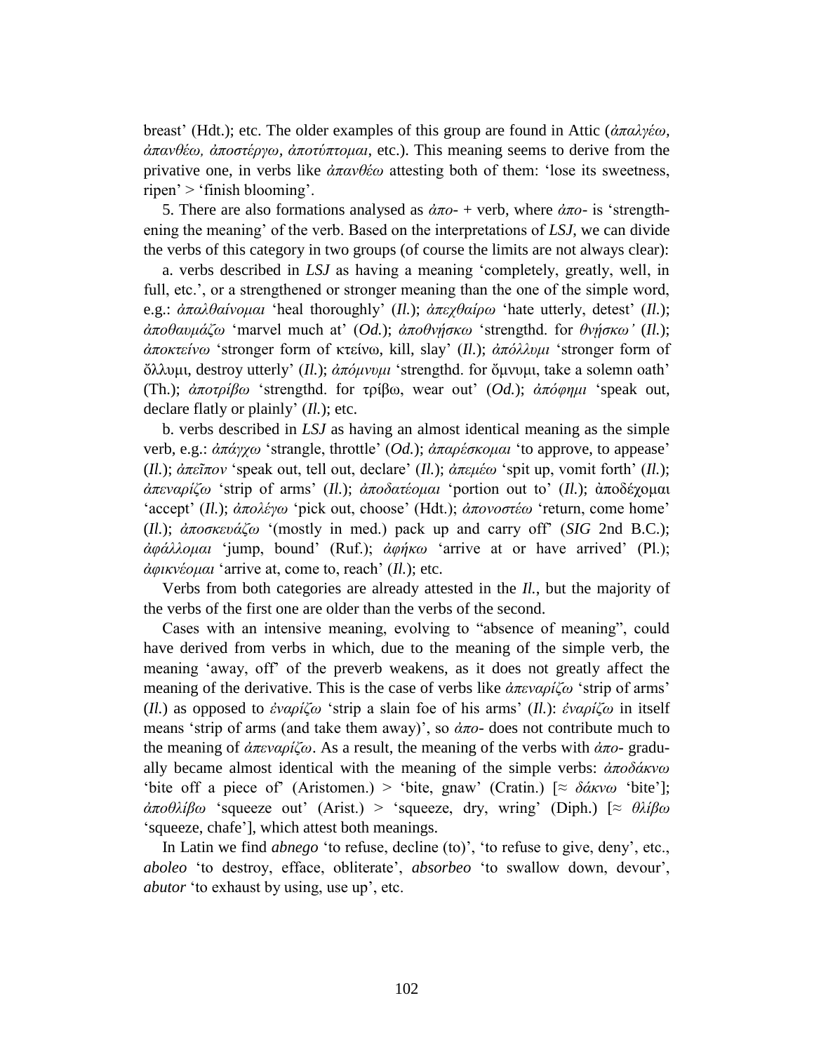breast' (Hdt.); etc. The older examples of this group are found in Attic (*ἀπαλγέω, ἀπανθέω, ἀποστέργω, ἀποτύπτομαι*, etc.). This meaning seems to derive from the privative one, in verbs like *ἀπανθέω* attesting both of them: 'lose its sweetness, ripen' > 'finish blooming'.

5. There are also formations analysed as *ἀπο-* + verb, where *ἀπο-* is 'strengthening the meaning' of the verb. Based on the interpretations of *LSJ*, we can divide the verbs of this category in two groups (of course the limits are not always clear):

a. verbs described in *LSJ* as having a meaning 'completely, greatly, well, in full, etc.', or a strengthened or stronger meaning than the one of the simple word, e.g.: *ἀπαλθαίνομαι* 'heal thoroughly' (*Il.*); *ἀπεχθαίρω* 'hate utterly, detest' (*Il.*); *ἀποθαυμάζω* 'marvel much at' (*Od.*); *ἀποθνήσκω* 'strengthd. for *θνήσκω'* (*Il.*); *ἀποκτείνω* 'stronger form of κτείνω, kill, slay' (*Il.*); *ἀπόλλυμι* 'stronger form of ὄλλυμι, destroy utterly' (*Il.*); *ἀπόμνυμι* 'strengthd. for ὄμνυμι, take a solemn oath' (Th.); *ἀποτρίβω* 'strengthd. for τρίβω, wear out' (*Od.*); *ἀπόφημι* 'speak out, declare flatly or plainly' (*Il.*); etc.

b. verbs described in *LSJ* as having an almost identical meaning as the simple verb, e.g.: *ἀπάγχω* 'strangle, throttle' (*Od.*); *ἀπαρέσκομαι* 'to approve, to appease' (*Il.*); *ἀπεῖπον* 'speak out, tell out, declare' (*Il.*); *ἀπεμέω* 'spit up, vomit forth' (*Il.*); *ἀπεναρίζω* 'strip of arms' (*Il.*); *ἀποδατέομαι* 'portion out to' (*Il.*); ἀποδέχομαι 'accept' (*Il.*); *ἀπολέγω* 'pick out, choose' (Hdt.); *ἀπονοστέω* 'return, come home' (*Il.*); *ἀποσκευάζω* '(mostly in med.) pack up and carry off' (*SIG* 2nd B.C.); *ἀφάλλομαι* 'jump, bound' (Ruf.); *ἀφήκω* 'arrive at or have arrived' (Pl.); *ἀφικνέομαι* 'arrive at, come to, reach' (*Il.*); etc.

Verbs from both categories are already attested in the *Il.*, but the majority of the verbs of the first one are older than the verbs of the second.

Cases with an intensive meaning, evolving to "absence of meaning", could have derived from verbs in which, due to the meaning of the simple verb, the meaning 'away, off' of the preverb weakens, as it does not greatly affect the meaning of the derivative. This is the case of verbs like *ἀπεναρίζω* 'strip of arms' (*Il.*) as opposed to *ἐναρίζω* 'strip a slain foe of his arms' (*Il.*): *ἐναρίζω* in itself means 'strip of arms (and take them away)', so *ἀπο-* does not contribute much to the meaning of *ἀπεναρίζω*. As a result, the meaning of the verbs with *ἀπο-* gradually became almost identical with the meaning of the simple verbs: *ἀποδάκνω* 'bite off a piece of' (Aristomen.) > 'bite, gnaw' (Cratin.) [≈ *δάκνω* 'bite']; *ἀποθλίβω* 'squeeze out' (Arist.) > 'squeeze, dry, wring' (Diph.) [≈ *θλίβω* 'squeeze, chafe'], which attest both meanings.

In Latin we find *abnego* 'to refuse, decline (to)', 'to refuse to give, deny', etc., *aboleo* 'to destroy, efface, obliterate', *absorbeo* 'to swallow down, devour', *abutor* 'to exhaust by using, use up', etc.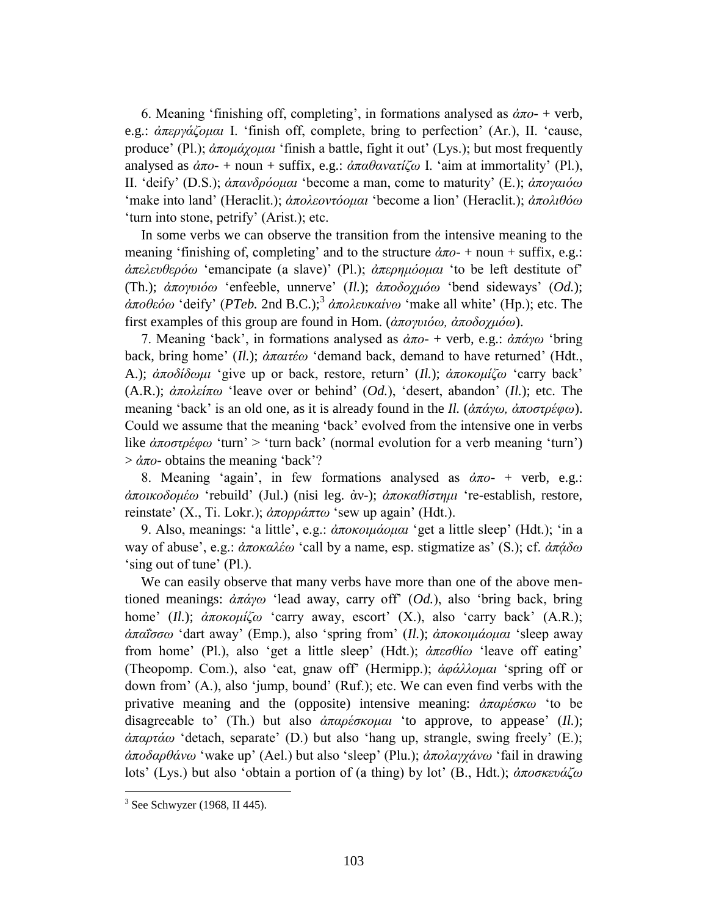6. Meaning 'finishing off, completing', in formations analysed as *ἀπο-* + verb, e.g.: *ἀπεργάζομαι* I. 'finish off, complete, bring to perfection' (Ar.), II. 'cause, produce' (Pl.); *ἀπομάχομαι* 'finish a battle, fight it out' (Lys.); but most frequently analysed as *ἀπο-* + noun + suffix, e.g.: *ἀπαθανατίζω* I. 'aim at immortality' (Pl.), II. 'deify' (D.S.); *ἀπανδρόομαι* 'become a man, come to maturity' (E.); *ἀπογαιόω* 'make into land' (Heraclit.); *ἀπολεοντόομαι* 'become a lion' (Heraclit.); *ἀπολιθόω* 'turn into stone, petrify' (Arist.); etc.

In some verbs we can observe the transition from the intensive meaning to the meaning 'finishing of, completing' and to the structure *ἀπο-* + noun + suffix, e.g.: *ἀπελευθερόω* 'emancipate (a slave)' (Pl.); *ἀπερημόομαι* 'to be left destitute of' (Th.); *ἀπογυιόω* 'enfeeble, unnerve' (*Il.*); *ἀποδοχμόω* 'bend sideways' (*Od.*); *ἀποθεόω* 'deify' (*PTeb.* 2nd B.C.);[3] *ἀπολευκαίνω* 'make all white' (Hp.); etc. The first examples of this group are found in Hom. (*ἀπογυιόω, ἀποδοχμόω*).

7. Meaning 'back', in formations analysed as *ἀπο-* + verb, e.g.: *ἀπάγω* 'bring back, bring home' (*Il.*); *ἀπαιτέω* 'demand back, demand to have returned' (Hdt., A.); *ἀποδίδωμι* 'give up or back, restore, return' (*Il.*); *ἀποκομίζω* 'carry back' (A.R.); *ἀπολείπω* 'leave over or behind' (*Od.*), 'desert, abandon' (*Il.*); etc. The meaning 'back' is an old one, as it is already found in the *Il.* (*ἀπάγω, ἀποστρέφω*). Could we assume that the meaning 'back' evolved from the intensive one in verbs like *ἀποστρέφω* 'turn' > 'turn back' (normal evolution for a verb meaning 'turn') > *ἀπο-* obtains the meaning 'back'?

8. Meaning 'again', in few formations analysed as *ἀπο-* + verb, e.g.: *ἀποικοδομέω* 'rebuild' (Jul.) (nisi leg. ἀν-); *ἀποκαθίστημι* 're-establish, restore, reinstate' (X., Ti. Lokr.); *ἀπορράπτω* 'sew up again' (Hdt.).

9. Also, meanings: 'a little', e.g.: *ἀποκοιμάομαι* 'get a little sleep' (Hdt.); 'in a way of abuse', e.g.: *ἀποκαλέω* 'call by a name, esp. stigmatize as' (S.); cf. *ἀπᾴδω* 'sing out of tune' (Pl.).

We can easily observe that many verbs have more than one of the above mentioned meanings: *ἀπάγω* 'lead away, carry off' (*Od.*), also 'bring back, bring home' (*Il.*); *ἀποκομίζω* 'carry away, escort' (X.), also 'carry back' (A.R.); *ἀπαΐσσω* 'dart away' (Emp.), also 'spring from' (*Il.*); *ἀποκοιμάομαι* 'sleep away from home' (Pl.), also 'get a little sleep' (Hdt.); *ἀπεσθίω* 'leave off eating' (Theopomp. Com.), also 'eat, gnaw off' (Hermipp.); *ἀφάλλομαι* 'spring off or down from' (A.), also 'jump, bound' (Ruf.); etc. We can even find verbs with the privative meaning and the (opposite) intensive meaning: *ἀπαρέσκω* 'to be disagreeable to' (Th.) but also *ἀπαρέσκομαι* 'to approve, to appease' (*Il.*); *ἀπαρτάω* 'detach, separate' (D.) but also 'hang up, strangle, swing freely' (E.); *ἀποδαρθάνω* 'wake up' (Ael.) but also 'sleep' (Plu.); *ἀπολαγχάνω* 'fail in drawing lots' (Lys.) but also 'obtain a portion of (a thing) by lot' (B., Hdt.); *ἀποσκευάζω*

---

[3] See Schwyzer (1968, II 445).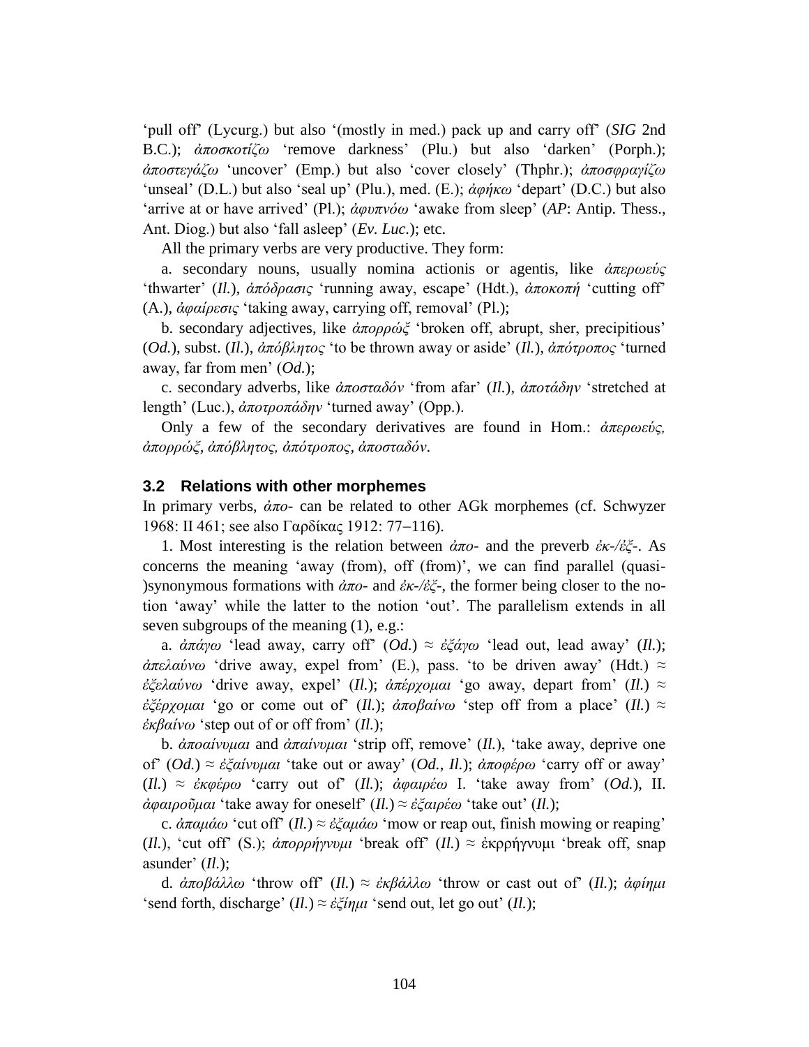'pull off' (Lycurg.) but also '(mostly in med.) pack up and carry off' (*SIG* 2nd B.C.); *ἀποσκοτίζω* 'remove darkness' (Plu.) but also 'darken' (Porph.); *ἀποστεγάζω* 'uncover' (Emp.) but also 'cover closely' (Thphr.); *ἀποσφραγίζω* 'unseal' (D.L.) but also 'seal up' (Plu.), med. (E.); *ἀφήκω* 'depart' (D.C.) but also 'arrive at or have arrived' (Pl.); *ἀφυπνόω* 'awake from sleep' (*AP*: Antip. Thess., Ant. Diog.) but also 'fall asleep' (*Ev. Luc.*); etc.

All the primary verbs are very productive. They form:

a. secondary nouns, usually nomina actionis or agentis, like *ἀπερωεύς* 'thwarter' (*Il.*), *ἀπόδρασις* 'running away, escape' (Hdt.), *ἀποκοπή* 'cutting off' (A.), *ἀφαίρεσις* 'taking away, carrying off, removal' (Pl.);

b. secondary adjectives, like *ἀπορρώξ* 'broken off, abrupt, sher, precipitious' (*Od.*), subst. (*Il.*), *ἀπόβλητος* 'to be thrown away or aside' (*Il.*), *ἀπότροπος* 'turned away, far from men' (*Od.*);

c. secondary adverbs, like *ἀποσταδόν* 'from afar' (*Il.*), *ἀποτάδην* 'stretched at length' (Luc.), *ἀποτροπάδην* 'turned away' (Opp.).

Only a few of the secondary derivatives are found in Hom.: *ἀπερωεύς, ἀπορρώξ, ἀπόβλητος, ἀπότροπος, ἀποσταδόν*.

### 3.2 Relations with other morphemes

In primary verbs, *ἀπο-* can be related to other AGk morphemes (cf. Schwyzer 1968: II 461; see also Γαρδίκας 1912: 77–116).

1. Most interesting is the relation between *ἀπο-* and the preverb *ἐκ-/ἐξ-*. As concerns the meaning 'away (from), off (from)', we can find parallel (quasi-)synonymous formations with *ἀπο-* and *ἐκ-/ἐξ-*, the former being closer to the notion 'away' while the latter to the notion 'out'. The parallelism extends in all seven subgroups of the meaning (1), e.g.:

a. *ἀπάγω* 'lead away, carry off' (*Od.*) ≈ *ἐξάγω* 'lead out, lead away' (*Il.*); *ἀπελαύνω* 'drive away, expel from' (E.), pass. 'to be driven away' (Hdt.) ≈ *ἐξελαύνω* 'drive away, expel' (*Il.*); *ἀπέρχομαι* 'go away, depart from' (*Il.*) ≈ *ἐξέρχομαι* 'go or come out of' (*Il.*); *ἀποβαίνω* 'step off from a place' (*Il.*) ≈ *ἐκβαίνω* 'step out of or off from' (*Il.*);

b. *ἀποαίνυμαι* and *ἀπαίνυμαι* 'strip off, remove' (*Il.*), 'take away, deprive one of' (*Od.*) ≈ *ἐξαίνυμαι* 'take out or away' (*Od.*, *Il.*); *ἀποφέρω* 'carry off or away' (*Il.*) ≈ *ἐκφέρω* 'carry out of' (*Il.*); *ἀφαιρέω* I. 'take away from' (*Od.*), II. *ἀφαιροῦμαι* 'take away for oneself' (*Il.*) ≈ *ἐξαιρέω* 'take out' (*Il.*);

c. *ἀπαμάω* 'cut off' (*Il.*) ≈ *ἐξαμάω* 'mow or reap out, finish mowing or reaping' (*Il.*), 'cut off' (S.); *ἀπορρήγνυμι* 'break off' (*Il.*) ≈ ἐκρρήγνυμι 'break off, snap asunder' (*Il.*);

d. *ἀποβάλλω* 'throw off' (*Il.*) ≈ *ἐκβάλλω* 'throw or cast out of' (*Il.*); *ἀφίημι* 'send forth, discharge' (*Il.*) ≈ *ἐξίημι* 'send out, let go out' (*Il.*);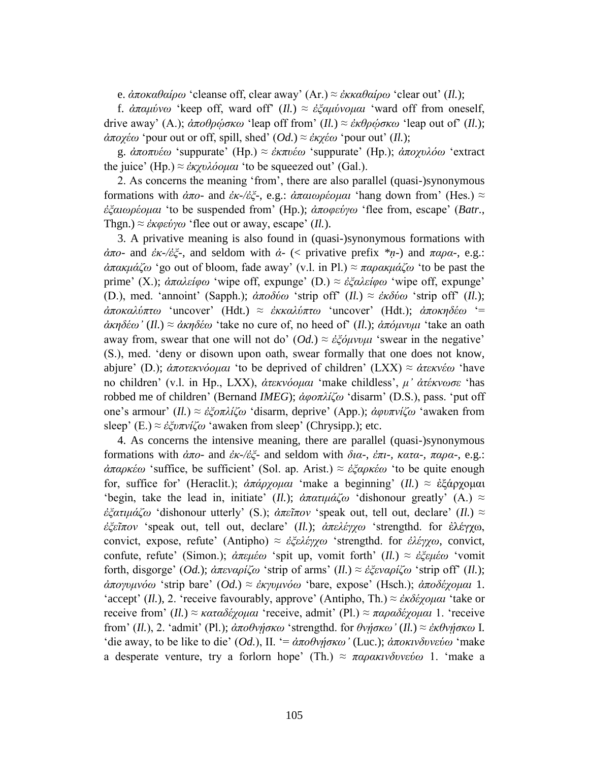e. *ἀποκαθαίρω* 'cleanse off, clear away' (Ar.) ≈ *ἐκκαθαίρω* 'clear out' (*Il.*);

f. *ἀπαμύνω* 'keep off, ward off' (*Il.*) ≈ *ἐξαμύνομαι* 'ward off from oneself, drive away' (A.); *ἀποθρῴσκω* 'leap off from' (*Il.*) ≈ *ἐκθρῴσκω* 'leap out of' (*Il.*); *ἀποχέω* 'pour out or off, spill, shed' (*Od.*) ≈ *ἐκχέω* 'pour out' (*Il.*);

g. *ἀποπυέω* 'suppurate' (Hp.) ≈ *ἐκπυέω* 'suppurate' (Hp.); *ἀποχυλόω* 'extract the juice' (Hp.) ≈ *ἐκχυλόομαι* 'to be squeezed out' (Gal.).

2. As concerns the meaning 'from', there are also parallel (quasi-)synonymous formations with *ἀπο-* and *ἐκ-/ἐξ-*, e.g.: *ἀπαιωρέομαι* 'hang down from' (Hes.) ≈ *ἐξαιωρέομαι* 'to be suspended from' (Hp.); *ἀποφεύγω* 'flee from, escape' (*Batr.*, Thgn.) ≈ *ἐκφεύγω* 'flee out or away, escape' (*Il.*).

3. A privative meaning is also found in (quasi-)synonymous formations with *ἀπο-* and *ἐκ-/ἐξ-*, and seldom with *ἀ-* (< privative prefix *\*n̥-*) and *παρα-*, e.g.: *ἀπακμάζω* 'go out of bloom, fade away' (v.l. in Pl.) ≈ *παρακμάζω* 'to be past the prime' (X.); *ἀπαλείφω* 'wipe off, expunge' (D.) ≈ *ἐξαλείφω* 'wipe off, expunge' (D.), med. 'annoint' (Sapph.); *ἀποδύω* 'strip off' (*Il.*) ≈ *ἐκδύω* 'strip off' (*Il.*); *ἀποκαλύπτω* 'uncover' (Hdt.) ≈ *ἐκκαλύπτω* 'uncover' (Hdt.); *ἀποκηδέω* '= *ἀκηδέω'* (*Il.*) ≈ *ἀκηδέω* 'take no cure of, no heed of' (*Il.*); *ἀπόμνυμι* 'take an oath away from, swear that one will not do' (*Od.*) ≈ *ἐξόμνυμι* 'swear in the negative' (S.), med. 'deny or disown upon oath, swear formally that one does not know, abjure' (D.); *ἀποτεκνόομαι* 'to be deprived of children' (LXX) ≈ *ἀτεκνέω* 'have no children' (v.l. in Hp., LXX), *ἀτεκνόομαι* 'make childless', *μ' ἀτέκνωσε* 'has robbed me of children' (Bernand *IMEG*); *ἀφοπλίζω* 'disarm' (D.S.), pass. 'put off one's armour' (*Il.*) ≈ *ἐξοπλίζω* 'disarm, deprive' (App.); *ἀφυπνίζω* 'awaken from sleep' (E.) ≈ *ἐξυπνίζω* 'awaken from sleep' (Chrysipp.); etc.

4. As concerns the intensive meaning, there are parallel (quasi-)synonymous formations with *ἀπο-* and *ἐκ-/ἐξ-* and seldom with *δια-*, *ἐπι-*, *κατα-*, *παρα-*, e.g.: *ἀπαρκέω* 'suffice, be sufficient' (Sol. ap. Arist.) ≈ *ἐξαρκέω* 'to be quite enough for, suffice for' (Heraclit.); *ἀπάρχομαι* 'make a beginning' (*Il.*) ≈ ἐξάρχομαι 'begin, take the lead in, initiate' (*Il.*); *ἀπατιμάζω* 'dishonour greatly' (A.) ≈ *ἐξατιμάζω* 'dishonour utterly' (S.); *ἀπεῖπον* 'speak out, tell out, declare' (*Il.*) ≈ *ἐξεῖπον* 'speak out, tell out, declare' (*Il.*); *ἀπελέγχω* 'strengthd. for ἐλέγχω, convict, expose, refute' (Antipho) ≈ *ἐξελέγχω* 'strengthd. for *ἐλέγχω*, convict, confute, refute' (Simon.); *ἀπεμέω* 'spit up, vomit forth' (*Il.*) ≈ *ἐξεμέω* 'vomit forth, disgorge' (*Od.*); *ἀπεναρίζω* 'strip of arms' (*Il.*) ≈ *ἐξεναρίζω* 'strip off' (*Il.*); *ἀπογυμνόω* 'strip bare' (*Od.*) ≈ *ἐκγυμνόω* 'bare, expose' (Hsch.); *ἀποδέχομαι* 1. 'accept' (*Il.*), 2. 'receive favourably, approve' (Antipho, Th.) ≈ *ἐκδέχομαι* 'take or receive from' (*Il.*) ≈ *καταδέχομαι* 'receive, admit' (Pl.) ≈ *παραδέχομαι* 1. 'receive from' (*Il.*), 2. 'admit' (Pl.); *ἀποθνῄσκω* 'strengthd. for *θνῄσκω'* (*Il.*) ≈ *ἐκθνῄσκω* I. 'die away, to be like to die' (*Od.*), II. '= *ἀποθνῄσκω'* (Luc.); *ἀποκινδυνεύω* 'make a desperate venture, try a forlorn hope' (Th.) ≈ *παρακινδυνεύω* 1. 'make a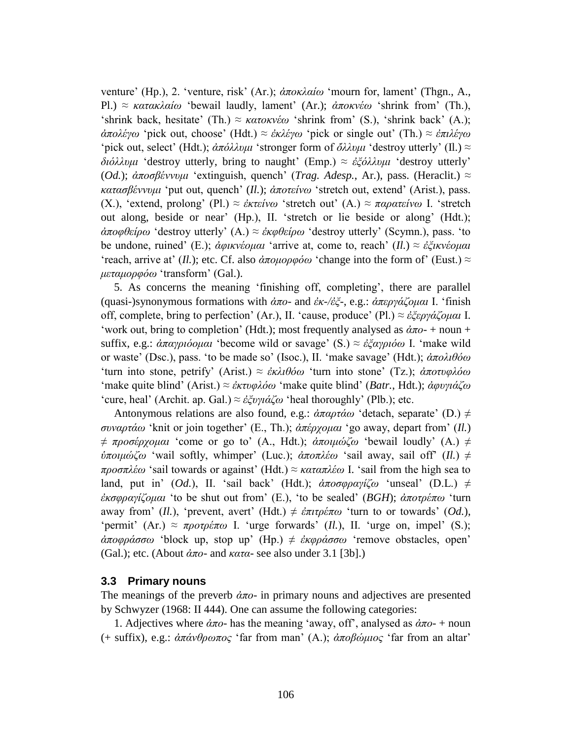venture' (Hp.), 2. 'venture, risk' (Ar.); *ἀποκλαίω* 'mourn for, lament' (Thgn., A., Pl.) ≈ *κατακλαίω* 'bewail laudly, lament' (Ar.); *ἀποκνέω* 'shrink from' (Th.), 'shrink back, hesitate' (Th.) ≈ *κατοκνέω* 'shrink from' (S.), 'shrink back' (A.); *ἀπολέγω* 'pick out, choose' (Hdt.) ≈ *ἐκλέγω* 'pick or single out' (Th.) ≈ *ἐπιλέγω* 'pick out, select' (Hdt.); *ἀπόλλυμι* 'stronger form of *ὄλλυμι* 'destroy utterly' (Il.) ≈ *διόλλυμι* 'destroy utterly, bring to naught' (Emp.) ≈ *ἐξόλλυμι* 'destroy utterly' (*Od.*); *ἀποσβέννυμι* 'extinguish, quench' (*Trag. Adesp.*, Ar.), pass. (Heraclit.) ≈ *κατασβέννυμι* 'put out, quench' (*Il.*); *ἀποτείνω* 'stretch out, extend' (Arist.), pass. (X.), 'extend, prolong' (Pl.) ≈ *ἐκτείνω* 'stretch out' (A.) ≈ *παρατείνω* I. 'stretch out along, beside or near' (Hp.), II. 'stretch or lie beside or along' (Hdt.); *ἀποφθείρω* 'destroy utterly' (A.) ≈ *ἐκφθείρω* 'destroy utterly' (Scymn.), pass. 'to be undone, ruined' (E.); *ἀφικνέομαι* 'arrive at, come to, reach' (*Il.*) ≈ *ἐξικνέομαι* 'reach, arrive at' (*Il.*); etc. Cf. also *ἀπομορφόω* 'change into the form of' (Eust.) ≈ *μεταμορφόω* 'transform' (Gal.).

5. As concerns the meaning 'finishing off, completing', there are parallel (quasi-)synonymous formations with *ἀπο-* and *ἐκ-/ἐξ-*, e.g.: *ἀπεργάζομαι* I. 'finish off, complete, bring to perfection' (Ar.), II. 'cause, produce' (Pl.) ≈ *ἐξεργάζομαι* I. 'work out, bring to completion' (Hdt.); most frequently analysed as *ἀπο-* + noun + suffix, e.g.: *ἀπαγριόομαι* 'become wild or savage' (S.) ≈ *ἐξαγριόω* I. 'make wild or waste' (Dsc.), pass. 'to be made so' (Isoc.), II. 'make savage' (Hdt.); *ἀπολιθόω* 'turn into stone, petrify' (Arist.) ≈ *ἐκλιθόω* 'turn into stone' (Tz.); *ἀποτυφλόω* 'make quite blind' (Arist.) ≈ *ἐκτυφλόω* 'make quite blind' (*Batr.*, Hdt.); *ἀφυγιάζω* 'cure, heal' (Archit. ap. Gal.) ≈ *ἐξυγιάζω* 'heal thoroughly' (Plb.); etc.

Antonymous relations are also found, e.g.: *ἀπαρτάω* 'detach, separate' (D.) ≠ *συναρτάω* 'knit or join together' (E., Th.); *ἀπέρχομαι* 'go away, depart from' (*Il.*) ≠ *προσέρχομαι* 'come or go to' (A., Hdt.); *ἀποιμώζω* 'bewail loudly' (A.) ≠ *ὑποιμώζω* 'wail softly, whimper' (Luc.); *ἀποπλέω* 'sail away, sail off' (*Il.*) ≠ *προσπλέω* 'sail towards or against' (Hdt.) ≈ *καταπλέω* I. 'sail from the high sea to land, put in' (*Od.*), II. 'sail back' (Hdt.); *ἀποσφραγίζω* 'unseal' (D.L.) ≠ *ἐκσφραγίζομαι* 'to be shut out from' (E.), 'to be sealed' (*BGH*); *ἀποτρέπω* 'turn away from' (*Il.*), 'prevent, avert' (Hdt.) ≠ *ἐπιτρέπω* 'turn to or towards' (*Od.*), 'permit' (Ar.) ≈ *προτρέπω* I. 'urge forwards' (*Il.*), II. 'urge on, impel' (S.); *ἀποφράσσω* 'block up, stop up' (Hp.) ≠ *ἐκφράσσω* 'remove obstacles, open' (Gal.); etc. (About *ἀπο-* and *κατα-* see also under 3.1 [3b].)

### 3.3 Primary nouns

The meanings of the preverb *ἀπο-* in primary nouns and adjectives are presented by Schwyzer (1968: II 444). One can assume the following categories:

1. Adjectives where *ἀπο-* has the meaning 'away, off', analysed as *ἀπο-* + noun (+ suffix), e.g.: *ἀπάνθρωπος* 'far from man' (A.); *ἀποβώμιος* 'far from an altar'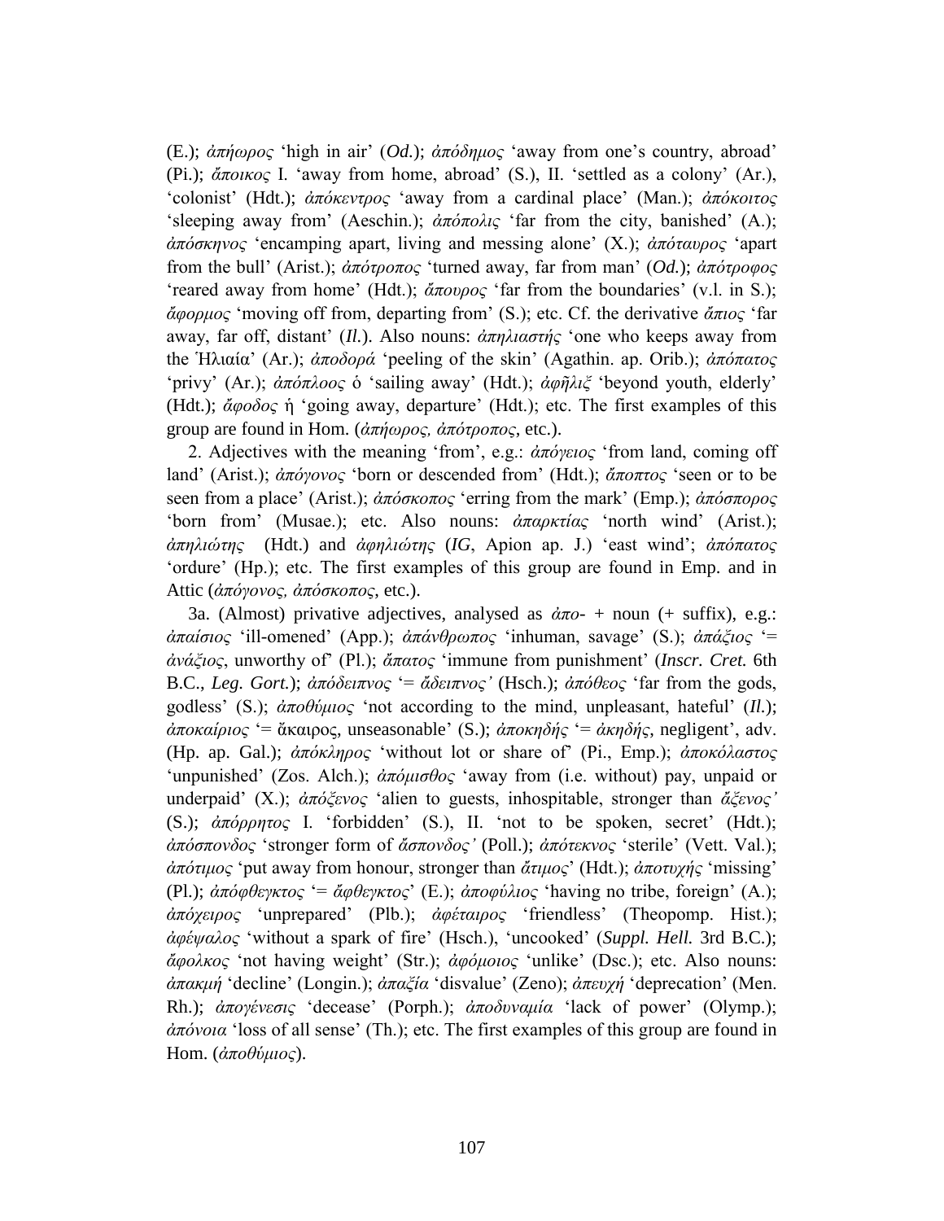(E.); *ἀπήωρος* ‘high in air’ (*Od.*); *ἀπόδημος* ‘away from one’s country, abroad’ (Pi.); *ἄποικος* I. ‘away from home, abroad’ (S.), II. ‘settled as a colony’ (Ar.), ‘colonist’ (Hdt.); *ἀπόκεντρος* ‘away from a cardinal place’ (Man.); *ἀπόκοιτος* ‘sleeping away from’ (Aeschin.); *ἀπόπολις* ‘far from the city, banished’ (A.); *ἀπόσκηνος* ‘encamping apart, living and messing alone’ (X.); *ἀπόταυρος* ‘apart from the bull’ (Arist.); *ἀπότροπος* ‘turned away, far from man’ (*Od.*); *ἀπότροφος* ‘reared away from home’ (Hdt.); *ἄπουρος* ‘far from the boundaries’ (v.l. in S.); *ἄφορμος* ‘moving off from, departing from’ (S.); etc. Cf. the derivative *ἄπιος* ‘far away, far off, distant’ (*Il.*). Also nouns: *ἀπηλιαστής* ‘one who keeps away from the Ἡλιαία’ (Ar.); *ἀποδορά* ‘peeling of the skin’ (Agathin. ap. Orib.); *ἀπόπατος* ‘privy’ (Ar.); *ἀπόπλοος* ὁ ‘sailing away’ (Hdt.); *ἀφῆλιξ* ‘beyond youth, elderly’ (Hdt.); *ἄφοδος* ἡ ‘going away, departure’ (Hdt.); etc. The first examples of this group are found in Hom. (*ἀπήωρος, ἀπότροπος*, etc.).

2. Adjectives with the meaning ‘from’, e.g.: *ἀπόγειος* ‘from land, coming off land’ (Arist.); *ἀπόγονος* ‘born or descended from’ (Hdt.); *ἄποπτος* ‘seen or to be seen from a place’ (Arist.); *ἀπόσκοπος* ‘erring from the mark’ (Emp.); *ἀπόσπορος* ‘born from’ (Musae.); etc. Also nouns: *ἀπαρκτίας* ‘north wind’ (Arist.); *ἀπηλιώτης* (Hdt.) and *ἀφηλιώτης* (*IG*, Apion ap. J.) ‘east wind’; *ἀπόπατος* ‘ordure’ (Hp.); etc. The first examples of this group are found in Emp. and in Attic (*ἀπόγονος, ἀπόσκοπος*, etc.).

3a. (Almost) privative adjectives, analysed as *ἀπο-* + noun (+ suffix), e.g.: *ἀπαίσιος* ‘ill-omened’ (App.); *ἀπάνθρωπος* ‘inhuman, savage’ (S.); *ἀπάξιος* ‘= *ἀνάξιος*, unworthy of’ (Pl.); *ἄπατος* ‘immune from punishment’ (*Inscr. Cret.* 6th B.C., *Leg. Gort.*); *ἀπόδειπνος* ‘= *ἄδειπνος’* (Hsch.); *ἀπόθεος* ‘far from the gods, godless’ (S.); *ἀποθύμιος* ‘not according to the mind, unpleasant, hateful’ (*Il.*); *ἀποκαίριος* ‘= ἄκαιρος, unseasonable’ (S.); *ἀποκηδής* ‘= *ἀκηδής*, negligent’, adv. (Hp. ap. Gal.); *ἀπόκληρος* ‘without lot or share of’ (Pi., Emp.); *ἀποκόλαστος* ‘unpunished’ (Zos. Alch.); *ἀπόμισθος* ‘away from (i.e. without) pay, unpaid or underpaid’ (X.); *ἀπόξενος* ‘alien to guests, inhospitable, stronger than *ἄξενος’* (S.); *ἀπόρρητος* I. ‘forbidden’ (S.), II. ‘not to be spoken, secret’ (Hdt.); *ἀπόσπονδος* ‘stronger form of *ἄσπονδος’* (Poll.); *ἀπότεκνος* ‘sterile’ (Vett. Val.); *ἀπότιμος* ‘put away from honour, stronger than *ἄτιμος*’ (Hdt.); *ἀποτυχής* ‘missing’ (Pl.); *ἀπόφθεγκτος* ‘= *ἄφθεγκτος*’ (E.); *ἀποφύλιος* ‘having no tribe, foreign’ (A.); *ἀπόχειρος* ‘unprepared’ (Plb.); *ἀφέταιρος* ‘friendless’ (Theopomp. Hist.); *ἀφέψαλος* ‘without a spark of fire’ (Hsch.), ‘uncooked’ (*Suppl. Hell.* 3rd B.C.); *ἄφολκος* ‘not having weight’ (Str.); *ἀφόμοιος* ‘unlike’ (Dsc.); etc. Also nouns: *ἀπακμή* ‘decline’ (Longin.); *ἀπαξία* ‘disvalue’ (Zeno); *ἀπευχή* ‘deprecation’ (Men. Rh.); *ἀπογένεσις* ‘decease’ (Porph.); *ἀποδυναμία* ‘lack of power’ (Olymp.); *ἀπόνοια* ‘loss of all sense’ (Th.); etc. The first examples of this group are found in Hom. (*ἀποθύμιος*).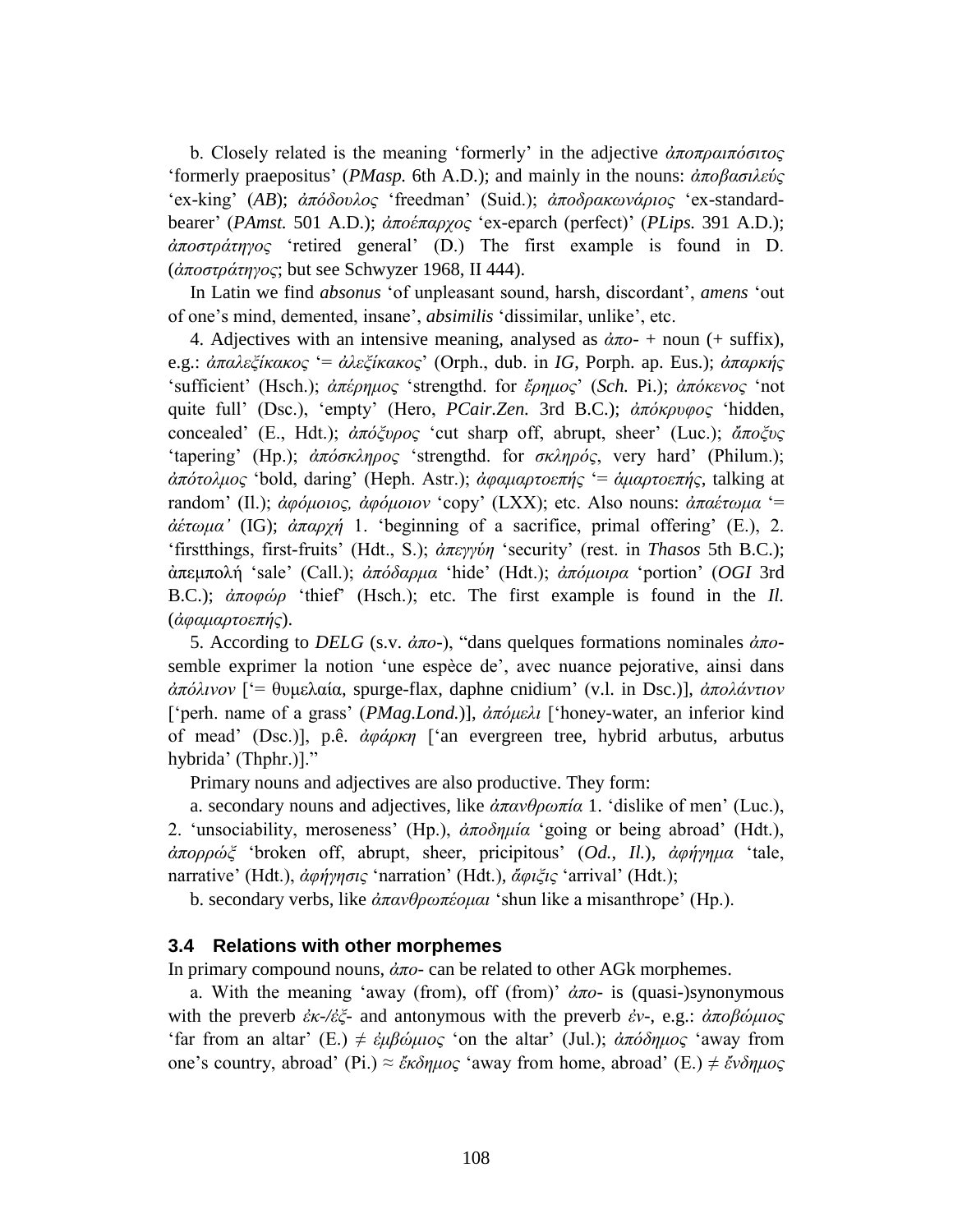b. Closely related is the meaning 'formerly' in the adjective *ἀποπραιπόσιτος* 'formerly praepositus' (*PMasp.* 6th A.D.); and mainly in the nouns: *ἀποβασιλεύς* 'ex-king' (*AB*); *ἀπόδουλος* 'freedman' (Suid.); *ἀποδρακωνάριος* 'ex-standard-bearer' (*PAmst.* 501 A.D.); *ἀποέπαρχος* 'ex-eparch (perfect)' (*PLips.* 391 A.D.); *ἀποστράτηγος* 'retired general' (D.) The first example is found in D. (*ἀποστράτηγος*; but see Schwyzer 1968, II 444).

In Latin we find *absonus* 'of unpleasant sound, harsh, discordant', *amens* 'out of one's mind, demented, insane', *absimilis* 'dissimilar, unlike', etc.

4. Adjectives with an intensive meaning, analysed as *ἀπο-* + noun (+ suffix), e.g.: *ἀπαλεξίκακος* '= *ἀλεξίκακος*' (Orph., dub. in *IG*, Porph. ap. Eus.); *ἀπαρκής* 'sufficient' (Hsch.); *ἀπέρημος* 'strengthd. for *ἔρημος*' (*Sch.* Pi.); *ἀπόκενος* 'not quite full' (Dsc.), 'empty' (Hero, *PCair.Zen.* 3rd B.C.); *ἀπόκρυφος* 'hidden, concealed' (E., Hdt.); *ἀπόξυρος* 'cut sharp off, abrupt, sheer' (Luc.); *ἄποξυς* 'tapering' (Hp.); *ἀπόσκληρος* 'strengthd. for *σκληρός*, very hard' (Philum.); *ἀπότολμος* 'bold, daring' (Heph. Astr.); *ἀφαμαρτοεπής* '= *ἁμαρτοεπής*, talking at random' (Il.); *ἀφόμοιος, ἀφόμοιον* 'copy' (LXX); etc. Also nouns: *ἀπαέτωμα* '= *ἀέτωμα'* (IG); *ἀπαρχή* 1. 'beginning of a sacrifice, primal offering' (E.), 2. 'firstthings, first-fruits' (Hdt., S.); *ἀπεγγύη* 'security' (rest. in *Thasos* 5th B.C.); ἀπεμπολή 'sale' (Call.); *ἀπόδαρμα* 'hide' (Hdt.); *ἀπόμοιρα* 'portion' (*OGI* 3rd B.C.); *ἀποφώρ* 'thief' (Hsch.); etc. The first example is found in the *Il.* (*ἀφαμαρτοεπής*).

5. According to *DELG* (s.v. *ἀπο-*), "dans quelques formations nominales *ἀπο-* semble exprimer la notion 'une espèce de', avec nuance pejorative, ainsi dans *ἀπόλινον* ['= θυμελαία, spurge-flax, daphne cnidium' (v.l. in Dsc.)], *ἀπολάντιον* ['perh. name of a grass' (*PMag.Lond.*)], *ἀπόμελι* ['honey-water, an inferior kind of mead' (Dsc.)], p.ê. *ἀφάρκη* ['an evergreen tree, hybrid arbutus, arbutus hybrida' (Thphr.)]."

Primary nouns and adjectives are also productive. They form:

a. secondary nouns and adjectives, like *ἀπανθρωπία* 1. 'dislike of men' (Luc.), 2. 'unsociability, meroseness' (Hp.), *ἀποδημία* 'going or being abroad' (Hdt.), *ἀπορρώξ* 'broken off, abrupt, sheer, pricipitous' (*Od.*, *Il.*), *ἀφήγημα* 'tale, narrative' (Hdt.), *ἀφήγησις* 'narration' (Hdt.), *ἄφιξις* 'arrival' (Hdt.);

b. secondary verbs, like *ἀπανθρωπέομαι* 'shun like a misanthrope' (Hp.).

### 3.4 Relations with other morphemes

In primary compound nouns, *ἀπο-* can be related to other AGk morphemes.

a. With the meaning 'away (from), off (from)' *ἀπο-* is (quasi-)synonymous with the preverb *ἐκ-/ἐξ-* and antonymous with the preverb *ἐν-*, e.g.: *ἀποβώμιος* 'far from an altar' (E.) ≠ *ἐμβώμιος* 'on the altar' (Jul.); *ἀπόδημος* 'away from one's country, abroad' (Pi.) ≈ *ἔκδημος* 'away from home, abroad' (E.) ≠ *ἔνδημος*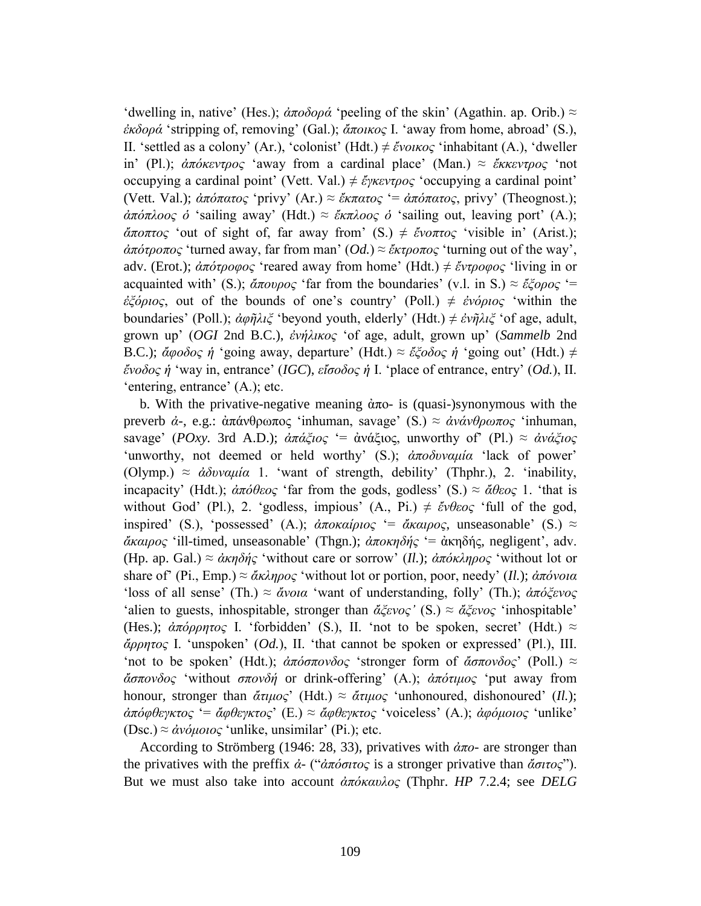'dwelling in, native' (Hes.); *ἀποδορά* 'peeling of the skin' (Agathin. ap. Orib.) ≈ *ἐκδορά* 'stripping of, removing' (Gal.); *ἄποικος* I. 'away from home, abroad' (S.), II. 'settled as a colony' (Ar.), 'colonist' (Hdt.) ≠ *ἔνοικος* 'inhabitant (A.), 'dweller in' (Pl.); *ἀπόκεντρος* 'away from a cardinal place' (Man.) ≈ *ἔκκεντρος* 'not occupying a cardinal point' (Vett. Val.) ≠ *ἔγκεντρος* 'occupying a cardinal point' (Vett. Val.); *ἀπόπατος* 'privy' (Ar.) ≈ *ἔκπατος* '= *ἀπόπατος*, privy' (Theognost.); *ἀπόπλοος ὁ* 'sailing away' (Hdt.) ≈ *ἔκπλοος ὁ* 'sailing out, leaving port' (A.); *ἄποπτος* 'out of sight of, far away from' (S.) ≠ *ἔνοπτος* 'visible in' (Arist.); *ἀπότροπος* 'turned away, far from man' (*Od.*) ≈ *ἔκτροπος* 'turning out of the way', adv. (Erot.); *ἀπότροφος* 'reared away from home' (Hdt.) ≠ *ἔντροφος* 'living in or acquainted with' (S.); *ἄπουρος* 'far from the boundaries' (v.l. in S.) ≈ *ἔξορος* '= *ἐξόριος*, out of the bounds of one's country' (Poll.) ≠ *ἐνόριος* 'within the boundaries' (Poll.); *ἀφῆλιξ* 'beyond youth, elderly' (Hdt.) ≠ *ἐνῆλιξ* 'of age, adult, grown up' (*OGI* 2nd B.C.), *ἐνήλικος* 'of age, adult, grown up' (*Sammelb* 2nd B.C.); *ἄφοδος ἡ* 'going away, departure' (Hdt.) ≈ *ἔξοδος ἡ* 'going out' (Hdt.) ≠ *ἔνοδος ἡ* 'way in, entrance' (*IGC*), *εἴσοδος ἡ* I. 'place of entrance, entry' (*Od.*), II. 'entering, entrance' (A.); etc.

b. With the privative-negative meaning ἀπο- is (quasi-)synonymous with the preverb *ἀ-*, e.g.: ἀπάνθρωπος 'inhuman, savage' (S.) ≈ *ἀνάνθρωπος* 'inhuman, savage' (*POxy.* 3rd A.D.); *ἀπάξιος* '= ἀνάξιος, unworthy of' (Pl.) ≈ *ἀνάξιος* 'unworthy, not deemed or held worthy' (S.); *ἀποδυναμία* 'lack of power' (Olymp.) ≈ *ἀδυναμία* 1. 'want of strength, debility' (Thphr.), 2. 'inability, incapacity' (Hdt.); *ἀπόθεος* 'far from the gods, godless' (S.) ≈ *ἄθεος* 1. 'that is without God' (Pl.), 2. 'godless, impious' (A., Pi.) ≠ *ἔνθεος* 'full of the god, inspired' (S.), 'possessed' (A.); *ἀποκαίριος* '= *ἄκαιρος*, unseasonable' (S.) ≈ *ἄκαιρος* 'ill-timed, unseasonable' (Thgn.); *ἀποκηδής* '= ἀκηδής, negligent', adv. (Hp. ap. Gal.) ≈ *ἀκηδής* 'without care or sorrow' (*Il.*); *ἀπόκληρος* 'without lot or share of' (Pi., Emp.) ≈ *ἄκληρος* 'without lot or portion, poor, needy' (*Il.*); *ἀπόνοια* 'loss of all sense' (Th.) ≈ *ἄνοια* 'want of understanding, folly' (Th.); *ἀπόξενος* 'alien to guests, inhospitable, stronger than *ἄξενος'* (S.) ≈ *ἄξενος* 'inhospitable' (Hes.); *ἀπόρρητος* I. 'forbidden' (S.), II. 'not to be spoken, secret' (Hdt.) ≈ *ἄρρητος* I. 'unspoken' (*Od.*), II. 'that cannot be spoken or expressed' (Pl.), III. 'not to be spoken' (Hdt.); *ἀπόσπονδος* 'stronger form of *ἄσπονδος*' (Poll.) ≈ *ἄσπονδος* 'without *σπονδή* or drink-offering' (A.); *ἀπότιμος* 'put away from honour, stronger than *ἄτιμος*' (Hdt.) ≈ *ἄτιμος* 'unhonoured, dishonoured' (*Il.*); *ἀπόφθεγκτος* '= *ἄφθεγκτος*' (E.) ≈ *ἄφθεγκτος* 'voiceless' (A.); *ἀφόμοιος* 'unlike' (Dsc.) ≈ *ἀνόμοιος* 'unlike, unsimilar' (Pi.); etc.

According to Strömberg (1946: 28, 33), privatives with *ἀπο-* are stronger than the privatives with the preffix *ἀ-* ("*ἀπόσιτος* is a stronger privative than *ἄσιτος*"). But we must also take into account *ἀπόκαυλος* (Thphr. *HP* 7.2.4; see *DELG*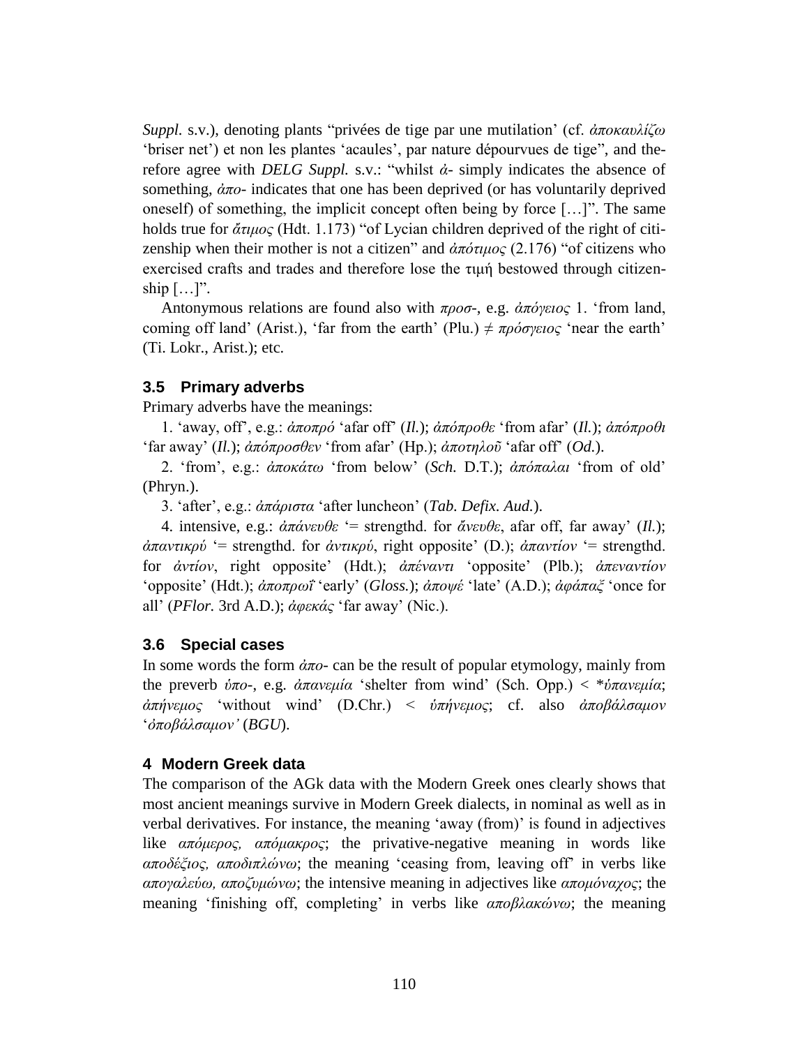*Suppl.* s.v.), denoting plants "privées de tige par une mutilation' (cf. *ἀποκαυλίζω* 'briser net') et non les plantes 'acaules', par nature dépourvues de tige", and therefore agree with *DELG Suppl.* s.v.: "whilst *ἀ-* simply indicates the absence of something, *ἀπο-* indicates that one has been deprived (or has voluntarily deprived oneself) of something, the implicit concept often being by force […]". The same holds true for *ἄτιμος* (Hdt. 1.173) "of Lycian children deprived of the right of citizenship when their mother is not a citizen" and *ἀπότιμος* (2.176) "of citizens who exercised crafts and trades and therefore lose the τιμή bestowed through citizenship […]".

Antonymous relations are found also with *προσ-*, e.g. *ἀπόγειος* 1. 'from land, coming off land' (Arist.), 'far from the earth' (Plu.) ≠ *πρόσγειος* 'near the earth' (Ti. Lokr., Arist.); etc.

### 3.5 Primary adverbs

Primary adverbs have the meanings:

1. 'away, off', e.g.: *ἀποπρό* 'afar off' (*Il.*); *ἀπόπροθε* 'from afar' (*Il.*); *ἀπόπροθι* 'far away' (*Il.*); *ἀπόπροσθεν* 'from afar' (Hp.); *ἀποτηλοῦ* 'afar off' (*Od.*).

2. 'from', e.g.: *ἀποκάτω* 'from below' (*Sch.* D.T.); *ἀπόπαλαι* 'from of old' (Phryn.).

3. 'after', e.g.: *ἀπάριστα* 'after luncheon' (*Tab. Defix. Aud.*).

4. intensive, e.g.: *ἀπάνευθε* '= strengthd. for *ἄνευθε*, afar off, far away' (*Il.*); *ἀπαντικρύ* '= strengthd. for *ἀντικρύ*, right opposite' (D.); *ἀπαντίον* '= strengthd. for *ἀντίον*, right opposite' (Hdt.); *ἀπέναντι* 'opposite' (Plb.); *ἀπεναντίον* 'opposite' (Hdt.); *ἀποπρωΐ* 'early' (*Gloss.*); *ἀποψέ* 'late' (A.D.); *ἀφάπαξ* 'once for all' (*PFlor.* 3rd A.D.); *ἀφεκάς* 'far away' (Nic.).

### 3.6 Special cases

In some words the form *ἀπο-* can be the result of popular etymology, mainly from the preverb *ὑπο-*, e.g. *ἀπανεμία* 'shelter from wind' (Sch. Opp.) < \**ὑπανεμία*; *ἀπήνεμος* 'without wind' (D.Chr.) < *ὑπήνεμος*; cf. also *ἀποβάλσαμον* '*ὀποβάλσαμον'* (*BGU*).

## 4 Modern Greek data

The comparison of the AGk data with the Modern Greek ones clearly shows that most ancient meanings survive in Modern Greek dialects, in nominal as well as in verbal derivatives. For instance, the meaning 'away (from)' is found in adjectives like *απόμερος, απόμακρος*; the privative-negative meaning in words like *αποδέξιος, αποδιπλώνω*; the meaning 'ceasing from, leaving off' in verbs like *απογαλεύω, αποζυμώνω*; the intensive meaning in adjectives like *απομόναχος*; the meaning 'finishing off, completing' in verbs like *αποβλακώνω*; the meaning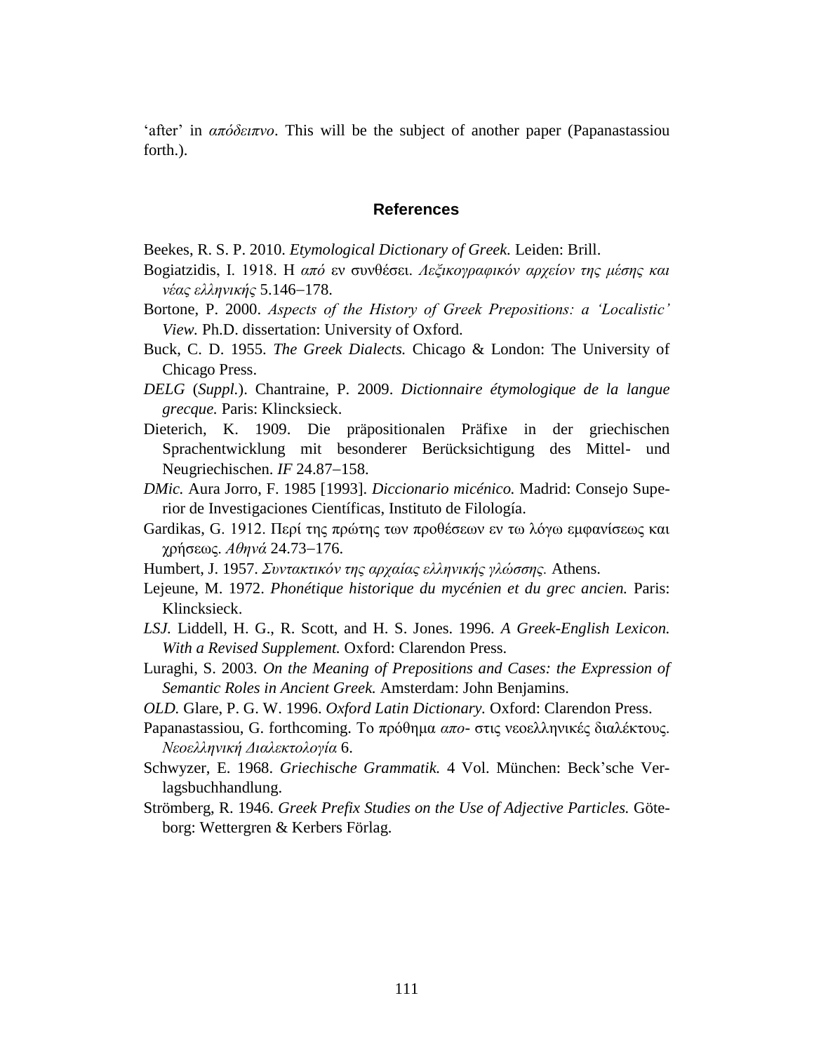'after' in *απόδειπνο*. This will be the subject of another paper (Papanastassiou forth.).

## References

Beekes, R. S. P. 2010. *Etymological Dictionary of Greek.* Leiden: Brill.

Bogiatzidis, I. 1918. Η *από* εν συνθέσει. *Λεξικογραφικόν αρχείον της μέσης και νέας ελληνικής* 5.146–178.

Bortone, P. 2000. *Aspects of the History of Greek Prepositions: a 'Localistic' View.* Ph.D. dissertation: University of Oxford.

Buck, C. D. 1955. *The Greek Dialects.* Chicago & London: The University of Chicago Press.

*DELG* (*Suppl.*). Chantraine, P. 2009. *Dictionnaire étymologique de la langue grecque.* Paris: Klincksieck.

Dieterich, K. 1909. Die präpositionalen Präfixe in der griechischen Sprachentwicklung mit besonderer Berücksichtigung des Mittel- und Neugriechischen. *IF* 24.87–158.

*DMic.* Aura Jorro, F. 1985 [1993]. *Diccionario micénico.* Madrid: Consejo Superior de Investigaciones Científicas, Instituto de Filología.

Gardikas, G. 1912. Περί της πρώτης των προθέσεων εν τω λόγω εμφανίσεως και χρήσεως. *Αθηνά* 24.73–176.

Humbert, J. 1957. *Συντακτικόν της αρχαίας ελληνικής γλώσσης.* Athens.

Lejeune, M. 1972. *Phonétique historique du mycénien et du grec ancien.* Paris: Klincksieck.

*LSJ.* Liddell, H. G., R. Scott, and H. S. Jones. 1996. *A Greek-English Lexicon. With a Revised Supplement.* Oxford: Clarendon Press.

Luraghi, S. 2003. *On the Meaning of Prepositions and Cases: the Expression of Semantic Roles in Ancient Greek.* Amsterdam: John Benjamins.

*OLD.* Glare, P. G. W. 1996. *Oxford Latin Dictionary.* Oxford: Clarendon Press.

Papanastassiou, G. forthcoming. Το πρόθημα *απο-* στις νεοελληνικές διαλέκτους. *Νεοελληνική Διαλεκτολογία* 6.

Schwyzer, E. 1968. *Griechische Grammatik.* 4 Vol. München: Beck'sche Verlagsbuchhandlung.

Strömberg, R. 1946. *Greek Prefix Studies on the Use of Adjective Particles.* Göteborg: Wettergren & Kerbers Förlag.